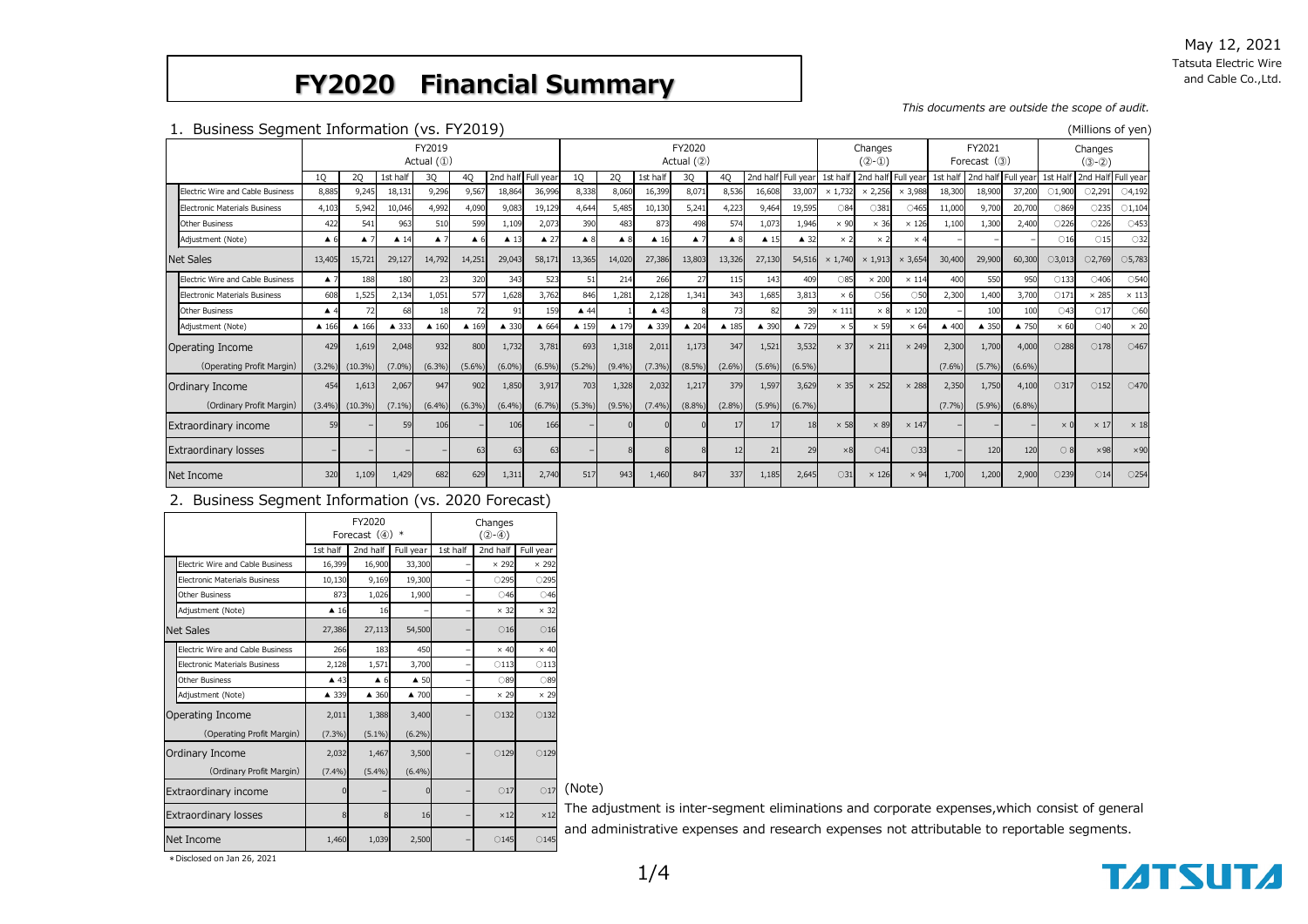May 12, 2021
Tatsuta Electric Wire and Cable Co.,Ltd.

# FY2020 Financial Summary

*This documents are outside the scope of audit.*

## 1. Business Segment Information (vs. FY2019)

(Millions of yen)

| | FY2019 Actual (①) | | | | | | | FY2020 Actual (②) | | | | | | | Changes (②-①) | | | FY2021 Forecast (③) | | | Changes (③-②) | | |
|---|---|---|---|---|---|---|---|---|---|---|---|---|---|---|---|---|---|---|---|---|---|---|---|
| | 1Q | 2Q | 1st half | 3Q | 4Q | 2nd half | Full year | 1Q | 2Q | 1st half | 3Q | 4Q | 2nd half | Full year | 1st half | 2nd half | Full year | 1st half | 2nd half | Full year | 1st Half | 2nd Half | Full year |
| Electric Wire and Cable Business | 8,885 | 9,245 | 18,131 | 9,296 | 9,567 | 18,864 | 36,996 | 8,338 | 8,060 | 16,399 | 8,071 | 8,536 | 16,608 | 33,007 | ×1,732 | ×2,256 | ×3,988 | 18,300 | 18,900 | 37,200 | ○1,900 | ○2,291 | ○4,192 |
| Electronic Materials Business | 4,103 | 5,942 | 10,046 | 4,992 | 4,090 | 9,083 | 19,129 | 4,644 | 5,485 | 10,130 | 5,241 | 4,223 | 9,464 | 19,595 | ○84 | ○381 | ○465 | 11,000 | 9,700 | 20,700 | ○869 | ○235 | ○1,104 |
| Other Business | 422 | 541 | 963 | 510 | 599 | 1,109 | 2,073 | 390 | 483 | 873 | 498 | 574 | 1,073 | 1,946 | ×90 | ×36 | ×126 | 1,100 | 1,300 | 2,400 | ○226 | ○226 | ○453 |
| Adjustment (Note) | ▲6 | ▲7 | ▲14 | ▲7 | ▲6 | ▲13 | ▲27 | ▲8 | ▲8 | ▲16 | ▲7 | ▲8 | ▲15 | ▲32 | ×2 | ×2 | ×4 | – | – | – | ○16 | ○15 | ○32 |
| Net Sales | 13,405 | 15,721 | 29,127 | 14,792 | 14,251 | 29,043 | 58,171 | 13,365 | 14,020 | 27,386 | 13,803 | 13,326 | 27,130 | 54,516 | ×1,740 | ×1,913 | ×3,654 | 30,400 | 29,900 | 60,300 | ○3,013 | ○2,769 | ○5,783 |
| Electric Wire and Cable Business | ▲7 | 188 | 180 | 23 | 320 | 343 | 523 | 51 | 214 | 266 | 27 | 115 | 143 | 409 | ○85 | ×200 | ×114 | 400 | 550 | 950 | ○133 | ○406 | ○540 |
| Electronic Materials Business | 608 | 1,525 | 2,134 | 1,051 | 577 | 1,628 | 3,762 | 846 | 1,281 | 2,128 | 1,341 | 343 | 1,685 | 3,813 | ×6 | ○56 | ○50 | 2,300 | 1,400 | 3,700 | ○171 | ×285 | ×113 |
| Other Business | ▲4 | 72 | 68 | 18 | 72 | 91 | 159 | ▲44 | 1 | ▲43 | 8 | 73 | 82 | 39 | ×111 | ×8 | ×120 | – | 100 | 100 | ○43 | ○17 | ○60 |
| Adjustment (Note) | ▲166 | ▲166 | ▲333 | ▲160 | ▲169 | ▲330 | ▲664 | ▲159 | ▲179 | ▲339 | ▲204 | ▲185 | ▲390 | ▲729 | ×5 | ×59 | ×64 | ▲400 | ▲350 | ▲750 | ×60 | ○40 | ×20 |
| Operating Income | 429 | 1,619 | 2,048 | 932 | 800 | 1,732 | 3,781 | 693 | 1,318 | 2,011 | 1,173 | 347 | 1,521 | 3,532 | ×37 | ×211 | ×249 | 2,300 | 1,700 | 4,000 | ○288 | ○178 | ○467 |
| (Operating Profit Margin) | (3.2%) | (10.3%) | (7.0%) | (6.3%) | (5.6%) | (6.0%) | (6.5%) | (5.2%) | (9.4%) | (7.3%) | (8.5%) | (2.6%) | (5.6%) | (6.5%) | | | | (7.6%) | (5.7%) | (6.6%) | | | |
| Ordinary Income | 454 | 1,613 | 2,067 | 947 | 902 | 1,850 | 3,917 | 703 | 1,328 | 2,032 | 1,217 | 379 | 1,597 | 3,629 | ×35 | ×252 | ×288 | 2,350 | 1,750 | 4,100 | ○317 | ○152 | ○470 |
| (Ordinary Profit Margin) | (3.4%) | (10.3%) | (7.1%) | (6.4%) | (6.3%) | (6.4%) | (6.7%) | (5.3%) | (9.5%) | (7.4%) | (8.8%) | (2.8%) | (5.9%) | (6.7%) | | | | (7.7%) | (5.9%) | (6.8%) | | | |
| Extraordinary income | 59 | – | 59 | 106 | – | 106 | 166 | – | 0 | 0 | 0 | 17 | 17 | 18 | ×58 | ×89 | ×147 | – | – | – | ×0 | ×17 | ×18 |
| Extraordinary losses | – | – | – | – | 63 | 63 | 63 | – | 8 | 8 | 8 | 12 | 21 | 29 | ×8 | ○41 | ○33 | – | 120 | 120 | ○8 | ×98 | ×90 |
| Net Income | 320 | 1,109 | 1,429 | 682 | 629 | 1,311 | 2,740 | 517 | 943 | 1,460 | 847 | 337 | 1,185 | 2,645 | ○31 | ×126 | ×94 | 1,700 | 1,200 | 2,900 | ○239 | ○14 | ○254 |

## 2. Business Segment Information (vs. 2020 Forecast)

| | FY2020 Forecast (④) * | | | Changes (②-④) | | |
|---|---|---|---|---|---|---|
| | 1st half | 2nd half | Full year | 1st half | 2nd half | Full year |
| Electric Wire and Cable Business | 16,399 | 16,900 | 33,300 | – | ×292 | ×292 |
| Electronic Materials Business | 10,130 | 9,169 | 19,300 | – | ○295 | ○295 |
| Other Business | 873 | 1,026 | 1,900 | – | ○46 | ○46 |
| Adjustment (Note) | ▲16 | 16 | – | – | ×32 | ×32 |
| Net Sales | 27,386 | 27,113 | 54,500 | – | ○16 | ○16 |
| Electric Wire and Cable Business | 266 | 183 | 450 | – | ×40 | ×40 |
| Electronic Materials Business | 2,128 | 1,571 | 3,700 | – | ○113 | ○113 |
| Other Business | ▲43 | ▲6 | ▲50 | – | ○89 | ○89 |
| Adjustment (Note) | ▲339 | ▲360 | ▲700 | – | ×29 | ×29 |
| Operating Income | 2,011 | 1,388 | 3,400 | – | ○132 | ○132 |
| (Operating Profit Margin) | (7.3%) | (5.1%) | (6.2%) | | | |
| Ordinary Income | 2,032 | 1,467 | 3,500 | – | ○129 | ○129 |
| (Ordinary Profit Margin) | (7.4%) | (5.4%) | (6.4%) | | | |
| Extraordinary income | 0 | – | 0 | – | ○17 | ○17 |
| Extraordinary losses | 8 | 8 | 16 | – | ×12 | ×12 |
| Net Income | 1,460 | 1,039 | 2,500 | – | ○145 | ○145 |

*Disclosed on Jan 26, 2021

(Note)
The adjustment is inter-segment eliminations and corporate expenses,which consist of general and administrative expenses and research expenses not attributable to reportable segments.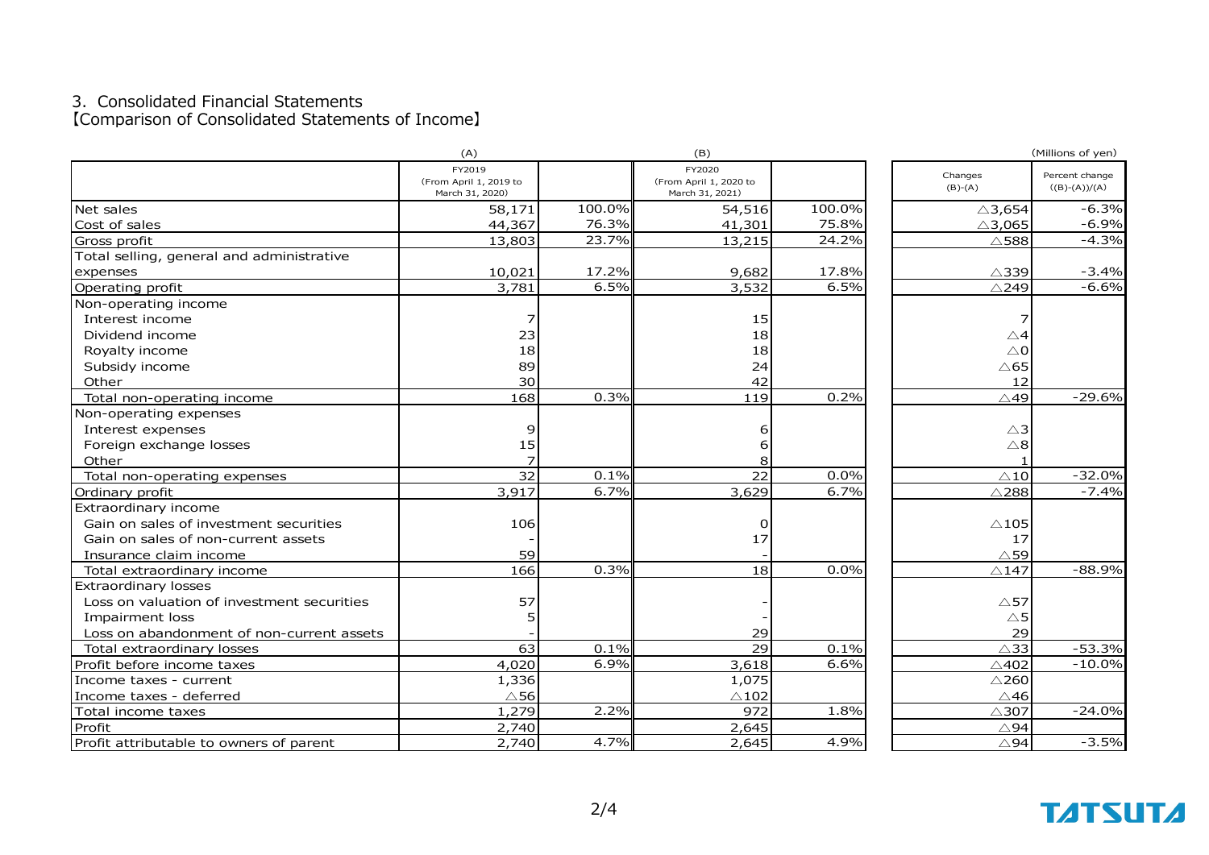## 3. Consolidated Financial Statements

【Comparison of Consolidated Statements of Income】

(Millions of yen)

| | (A) FY2019 (From April 1, 2019 to March 31, 2020) | | (B) FY2020 (From April 1, 2020 to March 31, 2021) | | Changes (B)-(A) | Percent change ((B)-(A))/(A) |
|---|---|---|---|---|---|---|
| Net sales | 58,171 | 100.0% | 54,516 | 100.0% | △3,654 | -6.3% |
| Cost of sales | 44,367 | 76.3% | 41,301 | 75.8% | △3,065 | -6.9% |
| Gross profit | 13,803 | 23.7% | 13,215 | 24.2% | △588 | -4.3% |
| Total selling, general and administrative expenses | 10,021 | 17.2% | 9,682 | 17.8% | △339 | -3.4% |
| Operating profit | 3,781 | 6.5% | 3,532 | 6.5% | △249 | -6.6% |
| Non-operating income | | | | | | |
| Interest income | 7 | | 15 | | 7 | |
| Dividend income | 23 | | 18 | | △4 | |
| Royalty income | 18 | | 18 | | △0 | |
| Subsidy income | 89 | | 24 | | △65 | |
| Other | 30 | | 42 | | 12 | |
| Total non-operating income | 168 | 0.3% | 119 | 0.2% | △49 | -29.6% |
| Non-operating expenses | | | | | | |
| Interest expenses | 9 | | 6 | | △3 | |
| Foreign exchange losses | 15 | | 6 | | △8 | |
| Other | 7 | | 8 | | 1 | |
| Total non-operating expenses | 32 | 0.1% | 22 | 0.0% | △10 | -32.0% |
| Ordinary profit | 3,917 | 6.7% | 3,629 | 6.7% | △288 | -7.4% |
| Extraordinary income | | | | | | |
| Gain on sales of investment securities | 106 | | 0 | | △105 | |
| Gain on sales of non-current assets | - | | 17 | | 17 | |
| Insurance claim income | 59 | | - | | △59 | |
| Total extraordinary income | 166 | 0.3% | 18 | 0.0% | △147 | -88.9% |
| Extraordinary losses | | | | | | |
| Loss on valuation of investment securities | 57 | | - | | △57 | |
| Impairment loss | 5 | | - | | △5 | |
| Loss on abandonment of non-current assets | - | | 29 | | 29 | |
| Total extraordinary losses | 63 | 0.1% | 29 | 0.1% | △33 | -53.3% |
| Profit before income taxes | 4,020 | 6.9% | 3,618 | 6.6% | △402 | -10.0% |
| Income taxes - current | 1,336 | | 1,075 | | △260 | |
| Income taxes - deferred | △56 | | △102 | | △46 | |
| Total income taxes | 1,279 | 2.2% | 972 | 1.8% | △307 | -24.0% |
| Profit | 2,740 | | 2,645 | | △94 | |
| Profit attributable to owners of parent | 2,740 | 4.7% | 2,645 | 4.9% | △94 | -3.5% |

TATSUTA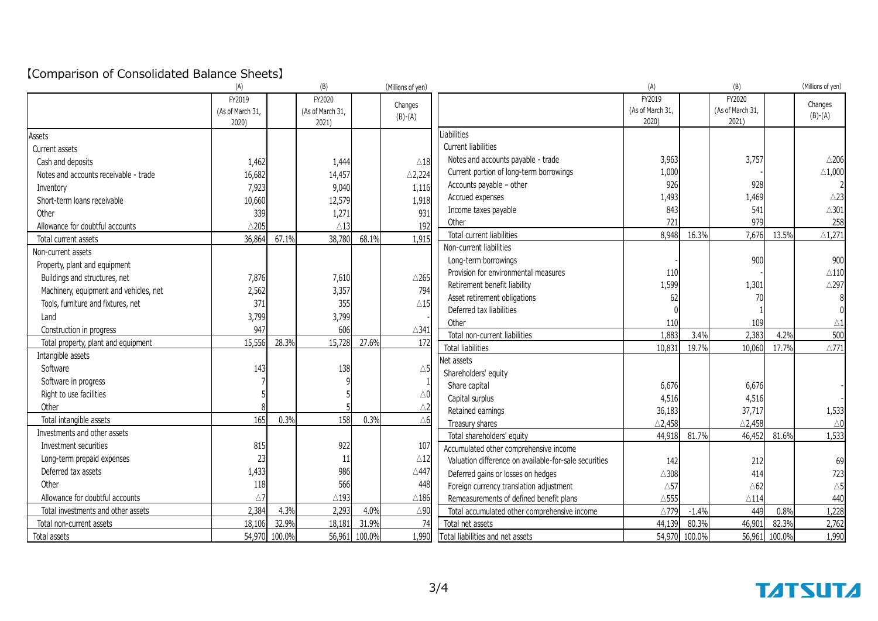# 【Comparison of Consolidated Balance Sheets】

(Millions of yen)

| | (A) FY2019 (As of March 31, 2020) | | (B) FY2020 (As of March 31, 2021) | | Changes (B)-(A) |
|---|---|---|---|---|---|
| Assets | | | | | |
| Current assets | | | | | |
| Cash and deposits | 1,462 | | 1,444 | | △18 |
| Notes and accounts receivable - trade | 16,682 | | 14,457 | | △2,224 |
| Inventory | 7,923 | | 9,040 | | 1,116 |
| Short-term loans receivable | 10,660 | | 12,579 | | 1,918 |
| Other | 339 | | 1,271 | | 931 |
| Allowance for doubtful accounts | △205 | | △13 | | 192 |
| Total current assets | 36,864 | 67.1% | 38,780 | 68.1% | 1,915 |
| Non-current assets | | | | | |
| Property, plant and equipment | | | | | |
| Buildings and structures, net | 7,876 | | 7,610 | | △265 |
| Machinery, equipment and vehicles, net | 2,562 | | 3,357 | | 794 |
| Tools, furniture and fixtures, net | 371 | | 355 | | △15 |
| Land | 3,799 | | 3,799 | | - |
| Construction in progress | 947 | | 606 | | △341 |
| Total property, plant and equipment | 15,556 | 28.3% | 15,728 | 27.6% | 172 |
| Intangible assets | | | | | |
| Software | 143 | | 138 | | △5 |
| Software in progress | 7 | | 9 | | 1 |
| Right to use facilities | 5 | | 5 | | △0 |
| Other | 8 | | 5 | | △2 |
| Total intangible assets | 165 | 0.3% | 158 | 0.3% | △6 |
| Investments and other assets | | | | | |
| Investment securities | 815 | | 922 | | 107 |
| Long-term prepaid expenses | 23 | | 11 | | △12 |
| Deferred tax assets | 1,433 | | 986 | | △447 |
| Other | 118 | | 566 | | 448 |
| Allowance for doubtful accounts | △7 | | △193 | | △186 |
| Total investments and other assets | 2,384 | 4.3% | 2,293 | 4.0% | △90 |
| Total non-current assets | 18,106 | 32.9% | 18,181 | 31.9% | 74 |
| Total assets | 54,970 | 100.0% | 56,961 | 100.0% | 1,990 |

(Millions of yen)

| | (A) FY2019 (As of March 31, 2020) | | (B) FY2020 (As of March 31, 2021) | | Changes (B)-(A) |
|---|---|---|---|---|---|
| Liabilities | | | | | |
| Current liabilities | | | | | |
| Notes and accounts payable - trade | 3,963 | | 3,757 | | △206 |
| Current portion of long-term borrowings | 1,000 | | - | | △1,000 |
| Accounts payable – other | 926 | | 928 | | 2 |
| Accrued expenses | 1,493 | | 1,469 | | △23 |
| Income taxes payable | 843 | | 541 | | △301 |
| Other | 721 | | 979 | | 258 |
| Total current liabilities | 8,948 | 16.3% | 7,676 | 13.5% | △1,271 |
| Non-current liabilities | | | | | |
| Long-term borrowings | - | | 900 | | 900 |
| Provision for environmental measures | 110 | | - | | △110 |
| Retirement benefit liability | 1,599 | | 1,301 | | △297 |
| Asset retirement obligations | 62 | | 70 | | 8 |
| Deferred tax liabilities | 0 | | 1 | | 0 |
| Other | 110 | | 109 | | △1 |
| Total non-current liabilities | 1,883 | 3.4% | 2,383 | 4.2% | 500 |
| Total liabilities | 10,831 | 19.7% | 10,060 | 17.7% | △771 |
| Net assets | | | | | |
| Shareholders' equity | | | | | |
| Share capital | 6,676 | | 6,676 | | - |
| Capital surplus | 4,516 | | 4,516 | | - |
| Retained earnings | 36,183 | | 37,717 | | 1,533 |
| Treasury shares | △2,458 | | △2,458 | | △0 |
| Total shareholders' equity | 44,918 | 81.7% | 46,452 | 81.6% | 1,533 |
| Accumulated other comprehensive income | | | | | |
| Valuation difference on available-for-sale securities | 142 | | 212 | | 69 |
| Deferred gains or losses on hedges | △308 | | 414 | | 723 |
| Foreign currency translation adjustment | △57 | | △62 | | △5 |
| Remeasurements of defined benefit plans | △555 | | △114 | | 440 |
| Total accumulated other comprehensive income | △779 | -1.4% | 449 | 0.8% | 1,228 |
| Total net assets | 44,139 | 80.3% | 46,901 | 82.3% | 2,762 |
| Total liabilities and net assets | 54,970 | 100.0% | 56,961 | 100.0% | 1,990 |

TATSUTA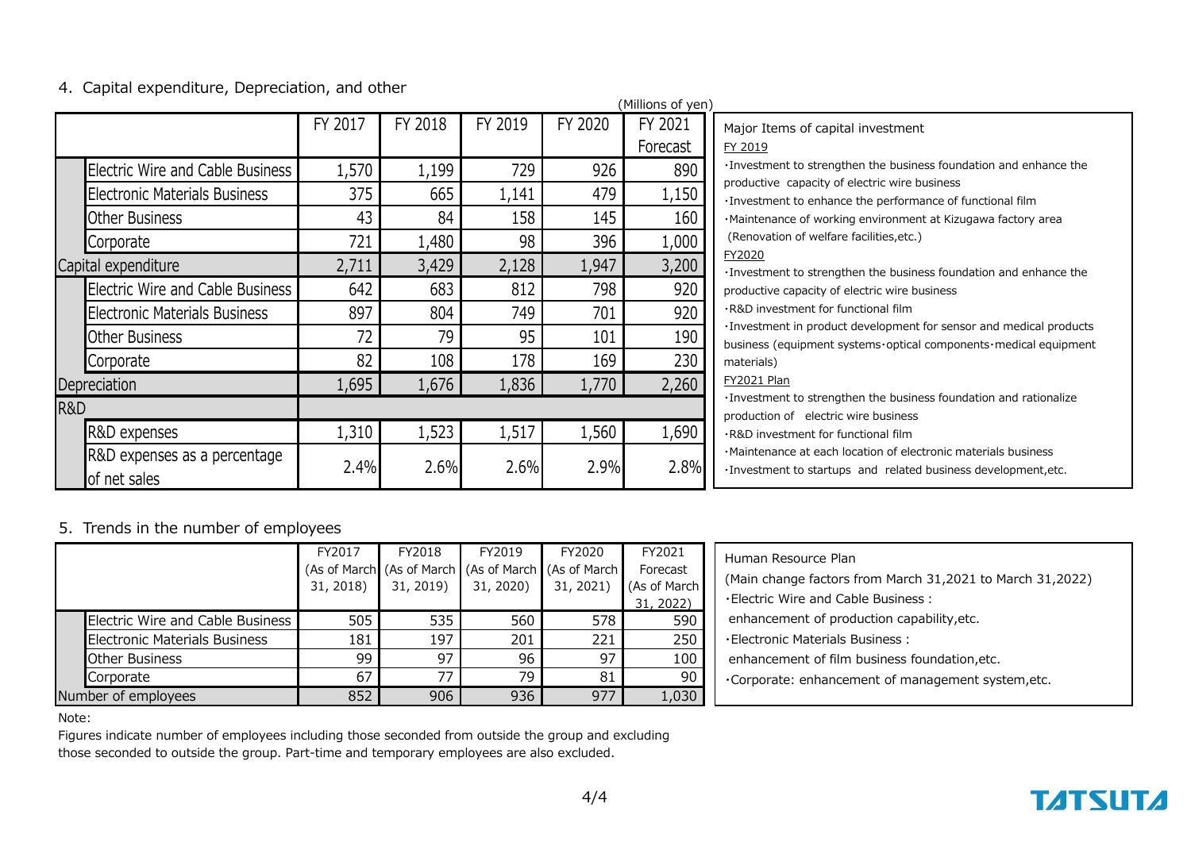## 4. Capital expenditure, Depreciation, and other

(Millions of yen)

| | | FY 2017 | FY 2018 | FY 2019 | FY 2020 | FY 2021 Forecast |
|---|---|---|---|---|---|---|
| | Electric Wire and Cable Business | 1,570 | 1,199 | 729 | 926 | 890 |
| | Electronic Materials Business | 375 | 665 | 1,141 | 479 | 1,150 |
| | Other Business | 43 | 84 | 158 | 145 | 160 |
| | Corporate | 721 | 1,480 | 98 | 396 | 1,000 |
| Capital expenditure | | 2,711 | 3,429 | 2,128 | 1,947 | 3,200 |
| | Electric Wire and Cable Business | 642 | 683 | 812 | 798 | 920 |
| | Electronic Materials Business | 897 | 804 | 749 | 701 | 920 |
| | Other Business | 72 | 79 | 95 | 101 | 190 |
| | Corporate | 82 | 108 | 178 | 169 | 230 |
| Depreciation | | 1,695 | 1,676 | 1,836 | 1,770 | 2,260 |
| R&D | | | | | | |
| | R&D expenses | 1,310 | 1,523 | 1,517 | 1,560 | 1,690 |
| | R&D expenses as a percentage of net sales | 2.4% | 2.6% | 2.6% | 2.9% | 2.8% |

Major Items of capital investment

FY 2019
- ・Investment to strengthen the business foundation and enhance the productive capacity of electric wire business
- ・Investment to enhance the performance of functional film
- ・Maintenance of working environment at Kizugawa factory area (Renovation of welfare facilities,etc.)

FY2020
- ・Investment to strengthen the business foundation and enhance the productive capacity of electric wire business
- ・R&D investment for functional film
- ・Investment in product development for sensor and medical products business (equipment systems・optical components・medical equipment materials)

FY2021 Plan
- ・Investment to strengthen the business foundation and rationalize production of electric wire business
- ・R&D investment for functional film
- ・Maintenance at each location of electronic materials business
- ・Investment to startups and related business development,etc.

## 5. Trends in the number of employees

| | | FY2017 (As of March 31, 2018) | FY2018 (As of March 31, 2019) | FY2019 (As of March 31, 2020) | FY2020 (As of March 31, 2021) | FY2021 Forecast (As of March 31, 2022) |
|---|---|---|---|---|---|---|
| | Electric Wire and Cable Business | 505 | 535 | 560 | 578 | 590 |
| | Electronic Materials Business | 181 | 197 | 201 | 221 | 250 |
| | Other Business | 99 | 97 | 96 | 97 | 100 |
| | Corporate | 67 | 77 | 79 | 81 | 90 |
| Number of employees | | 852 | 906 | 936 | 977 | 1,030 |

Note:

Figures indicate number of employees including those seconded from outside the group and excluding those seconded to outside the group. Part-time and temporary employees are also excluded.

Human Resource Plan

(Main change factors from March 31,2021 to March 31,2022)

- ・Electric Wire and Cable Business : enhancement of production capability,etc.
- ・Electronic Materials Business : enhancement of film business foundation,etc.
- ・Corporate: enhancement of management system,etc.